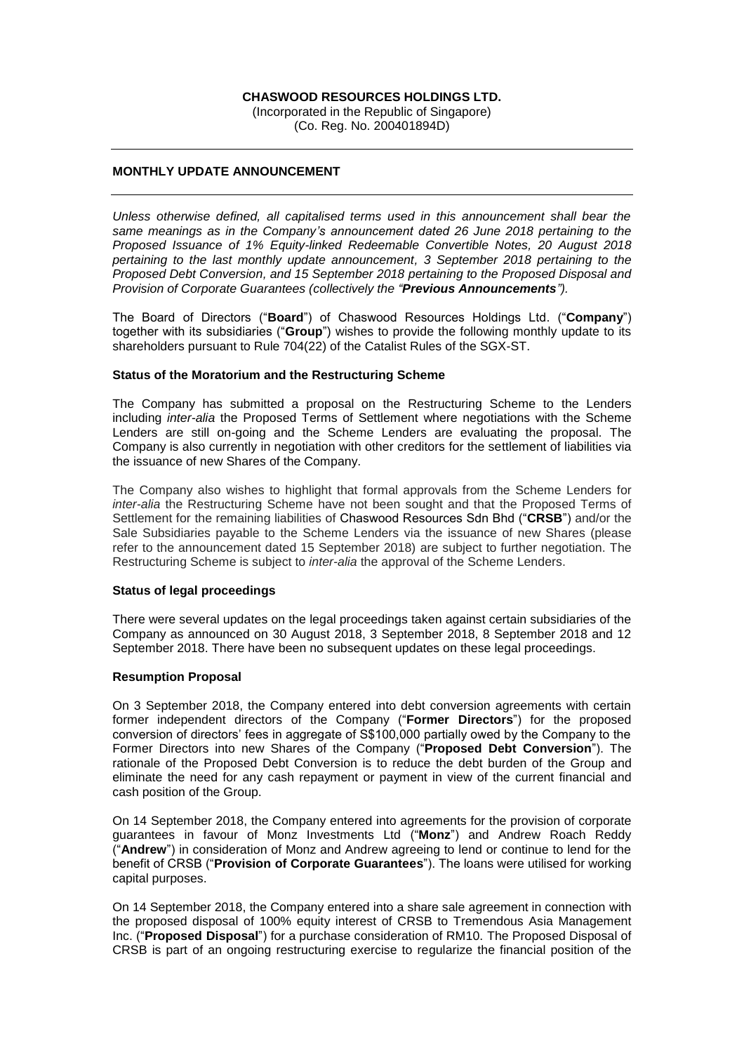**CHASWOOD RESOURCES HOLDINGS LTD.**
(Incorporated in the Republic of Singapore)
(Co. Reg. No. 200401894D)

---

**MONTHLY UPDATE ANNOUNCEMENT**

---

*Unless otherwise defined, all capitalised terms used in this announcement shall bear the same meanings as in the Company's announcement dated 26 June 2018 pertaining to the Proposed Issuance of 1% Equity-linked Redeemable Convertible Notes, 20 August 2018 pertaining to the last monthly update announcement, 3 September 2018 pertaining to the Proposed Debt Conversion, and 15 September 2018 pertaining to the Proposed Disposal and Provision of Corporate Guarantees (collectively the "**Previous Announcements**").*

The Board of Directors ("**Board**") of Chaswood Resources Holdings Ltd. ("**Company**") together with its subsidiaries ("**Group**") wishes to provide the following monthly update to its shareholders pursuant to Rule 704(22) of the Catalist Rules of the SGX-ST.

**Status of the Moratorium and the Restructuring Scheme**

The Company has submitted a proposal on the Restructuring Scheme to the Lenders including *inter-alia* the Proposed Terms of Settlement where negotiations with the Scheme Lenders are still on-going and the Scheme Lenders are evaluating the proposal. The Company is also currently in negotiation with other creditors for the settlement of liabilities via the issuance of new Shares of the Company.

The Company also wishes to highlight that formal approvals from the Scheme Lenders for *inter-alia* the Restructuring Scheme have not been sought and that the Proposed Terms of Settlement for the remaining liabilities of Chaswood Resources Sdn Bhd ("**CRSB**") and/or the Sale Subsidiaries payable to the Scheme Lenders via the issuance of new Shares (please refer to the announcement dated 15 September 2018) are subject to further negotiation. The Restructuring Scheme is subject to *inter-alia* the approval of the Scheme Lenders.

**Status of legal proceedings**

There were several updates on the legal proceedings taken against certain subsidiaries of the Company as announced on 30 August 2018, 3 September 2018, 8 September 2018 and 12 September 2018. There have been no subsequent updates on these legal proceedings.

**Resumption Proposal**

On 3 September 2018, the Company entered into debt conversion agreements with certain former independent directors of the Company ("**Former Directors**") for the proposed conversion of directors' fees in aggregate of S$100,000 partially owed by the Company to the Former Directors into new Shares of the Company ("**Proposed Debt Conversion**"). The rationale of the Proposed Debt Conversion is to reduce the debt burden of the Group and eliminate the need for any cash repayment or payment in view of the current financial and cash position of the Group.

On 14 September 2018, the Company entered into agreements for the provision of corporate guarantees in favour of Monz Investments Ltd ("**Monz**") and Andrew Roach Reddy ("**Andrew**") in consideration of Monz and Andrew agreeing to lend or continue to lend for the benefit of CRSB ("**Provision of Corporate Guarantees**"). The loans were utilised for working capital purposes.

On 14 September 2018, the Company entered into a share sale agreement in connection with the proposed disposal of 100% equity interest of CRSB to Tremendous Asia Management Inc. ("**Proposed Disposal**") for a purchase consideration of RM10. The Proposed Disposal of CRSB is part of an ongoing restructuring exercise to regularize the financial position of the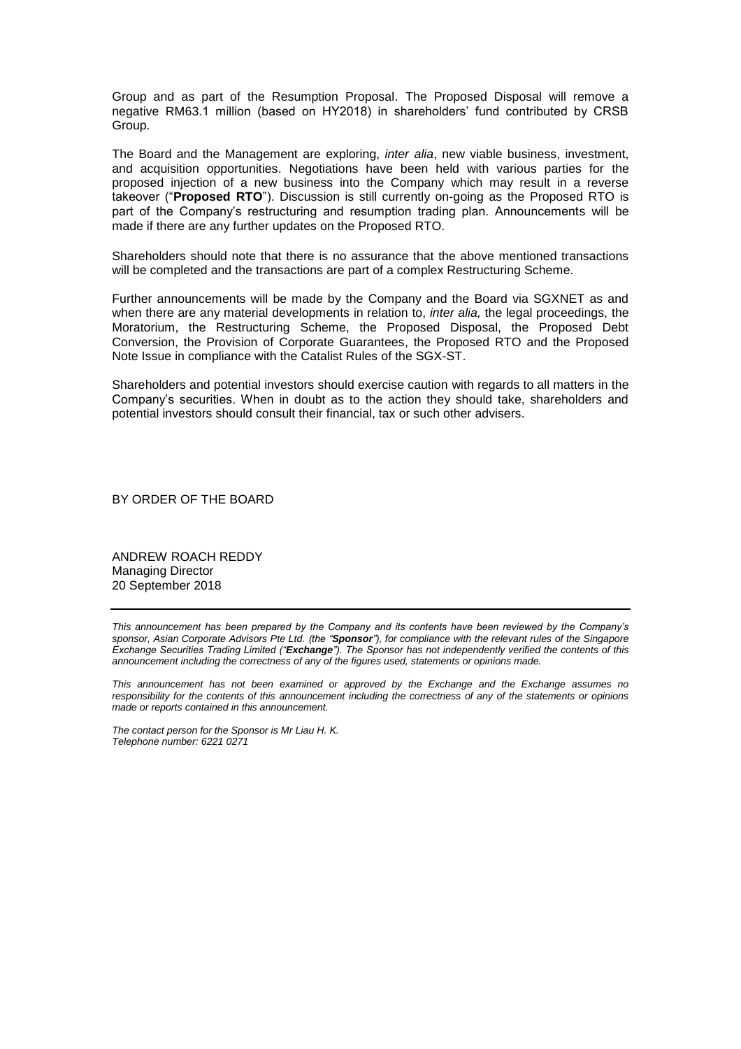Group and as part of the Resumption Proposal. The Proposed Disposal will remove a negative RM63.1 million (based on HY2018) in shareholders' fund contributed by CRSB Group.

The Board and the Management are exploring, *inter alia*, new viable business, investment, and acquisition opportunities. Negotiations have been held with various parties for the proposed injection of a new business into the Company which may result in a reverse takeover ("**Proposed RTO**"). Discussion is still currently on-going as the Proposed RTO is part of the Company's restructuring and resumption trading plan. Announcements will be made if there are any further updates on the Proposed RTO.

Shareholders should note that there is no assurance that the above mentioned transactions will be completed and the transactions are part of a complex Restructuring Scheme.

Further announcements will be made by the Company and the Board via SGXNET as and when there are any material developments in relation to, *inter alia,* the legal proceedings, the Moratorium, the Restructuring Scheme, the Proposed Disposal, the Proposed Debt Conversion, the Provision of Corporate Guarantees, the Proposed RTO and the Proposed Note Issue in compliance with the Catalist Rules of the SGX-ST.

Shareholders and potential investors should exercise caution with regards to all matters in the Company's securities. When in doubt as to the action they should take, shareholders and potential investors should consult their financial, tax or such other advisers.

BY ORDER OF THE BOARD

ANDREW ROACH REDDY
Managing Director
20 September 2018

---

*This announcement has been prepared by the Company and its contents have been reviewed by the Company's sponsor, Asian Corporate Advisors Pte Ltd. (the "**Sponsor**"), for compliance with the relevant rules of the Singapore Exchange Securities Trading Limited ("**Exchange**"). The Sponsor has not independently verified the contents of this announcement including the correctness of any of the figures used, statements or opinions made.*

*This announcement has not been examined or approved by the Exchange and the Exchange assumes no responsibility for the contents of this announcement including the correctness of any of the statements or opinions made or reports contained in this announcement.*

*The contact person for the Sponsor is Mr Liau H. K.*
*Telephone number: 6221 0271*